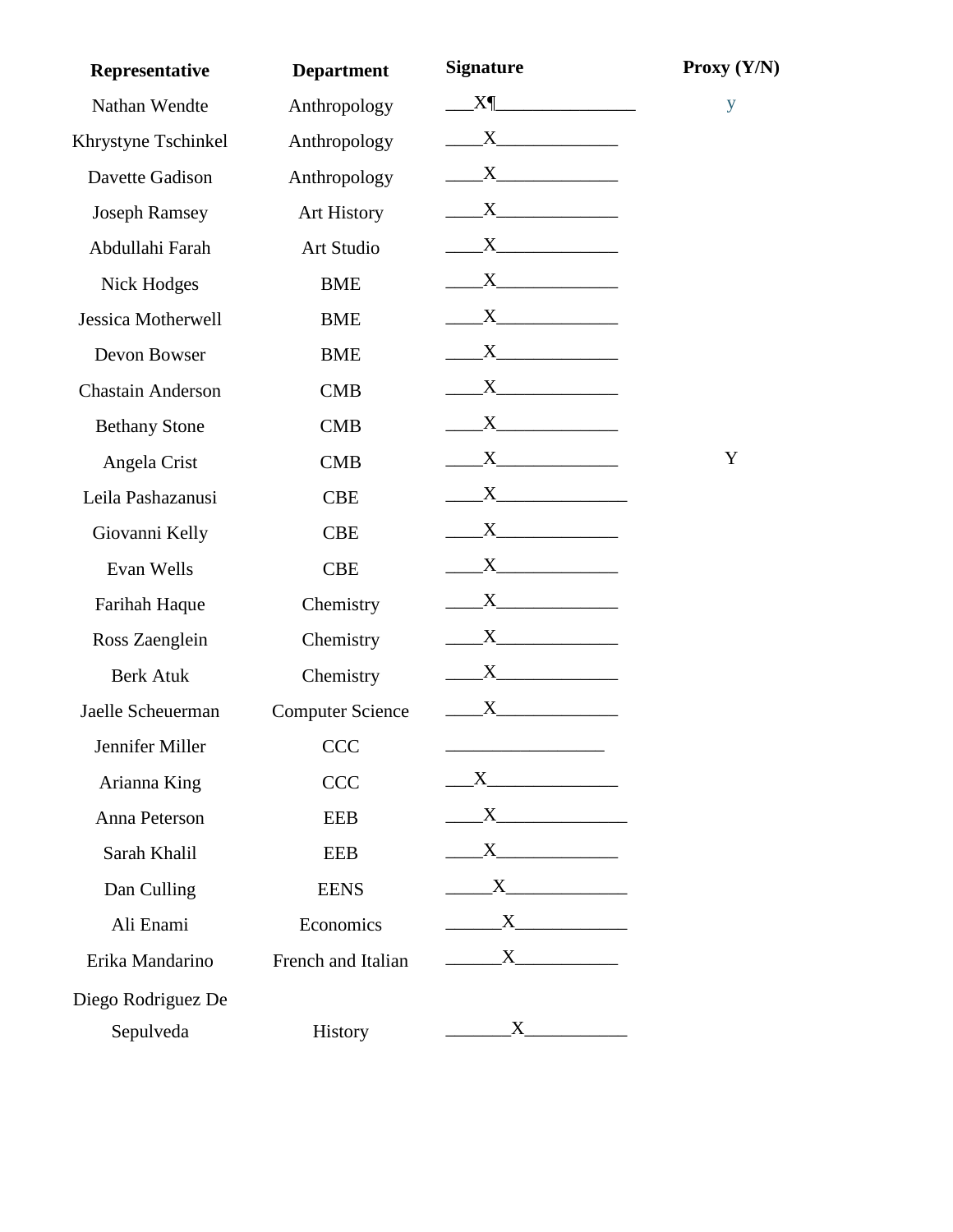| Representative | Department | Signature | Proxy (Y/N) |
|---|---|---|---|
| Nathan Wendte | Anthropology | ___X¶_______________ | y |
| Khrystyne Tschinkel | Anthropology | ____X_____________ | |
| Davette Gadison | Anthropology | ____X_____________ | |
| Joseph Ramsey | Art History | ____X_____________ | |
| Abdullahi Farah | Art Studio | ____X_____________ | |
| Nick Hodges | BME | ____X_____________ | |
| Jessica Motherwell | BME | ____X_____________ | |
| Devon Bowser | BME | ____X_____________ | |
| Chastain Anderson | CMB | ____X_____________ | |
| Bethany Stone | CMB | ____X_____________ | |
| Angela Crist | CMB | ____X_____________ | Y |
| Leila Pashazanusi | CBE | ____X______________ | |
| Giovanni Kelly | CBE | ____X_____________ | |
| Evan Wells | CBE | ____X_____________ | |
| Farihah Haque | Chemistry | ____X_____________ | |
| Ross Zaenglein | Chemistry | ____X_____________ | |
| Berk Atuk | Chemistry | ____X_____________ | |
| Jaelle Scheuerman | Computer Science | ____X_____________ | |
| Jennifer Miller | CCC | _________________ | |
| Arianna King | CCC | ___X______________ | |
| Anna Peterson | EEB | ____X______________ | |
| Sarah Khalil | EEB | ____X_____________ | |
| Dan Culling | EENS | _____X_____________ | |
| Ali Enami | Economics | ______X____________ | |
| Erika Mandarino | French and Italian | ______X___________ | |
| Diego Rodriguez De Sepulveda | History | _______X___________ | |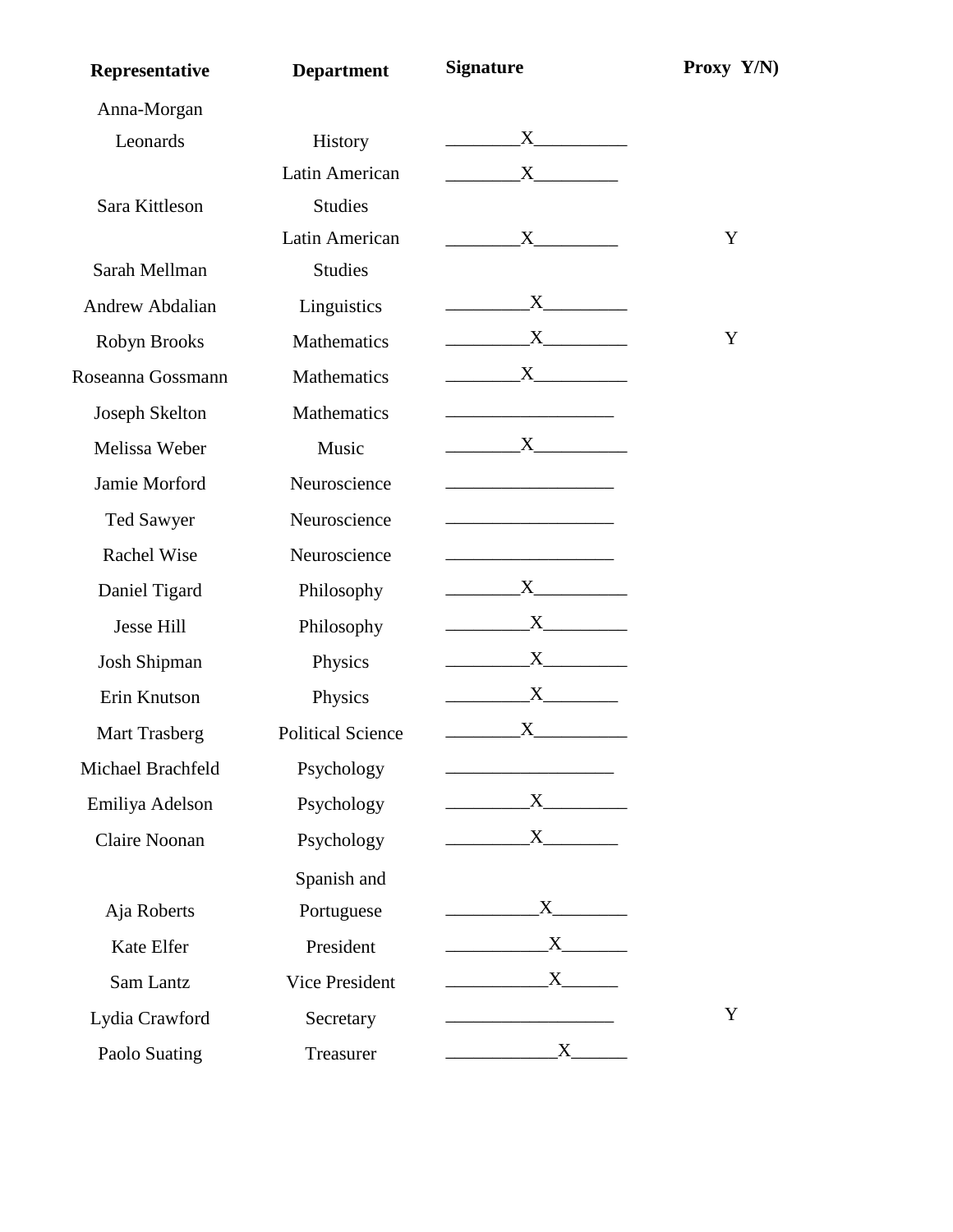| Representative | Department | Signature | Proxy Y/N) |
|---|---|---|---|
| Anna-Morgan Leonards | History | X | |
| Sara Kittleson | Latin American Studies | X | |
| Sarah Mellman | Latin American Studies | X | Y |
| Andrew Abdalian | Linguistics | X | |
| Robyn Brooks | Mathematics | X | Y |
| Roseanna Gossmann | Mathematics | X | |
| Joseph Skelton | Mathematics | | |
| Melissa Weber | Music | X | |
| Jamie Morford | Neuroscience | | |
| Ted Sawyer | Neuroscience | | |
| Rachel Wise | Neuroscience | | |
| Daniel Tigard | Philosophy | X | |
| Jesse Hill | Philosophy | X | |
| Josh Shipman | Physics | X | |
| Erin Knutson | Physics | X | |
| Mart Trasberg | Political Science | X | |
| Michael Brachfeld | Psychology | | |
| Emiliya Adelson | Psychology | X | |
| Claire Noonan | Psychology | X | |
| Aja Roberts | Spanish and Portuguese | X | |
| Kate Elfer | President | X | |
| Sam Lantz | Vice President | X | |
| Lydia Crawford | Secretary | | Y |
| Paolo Suating | Treasurer | X | |